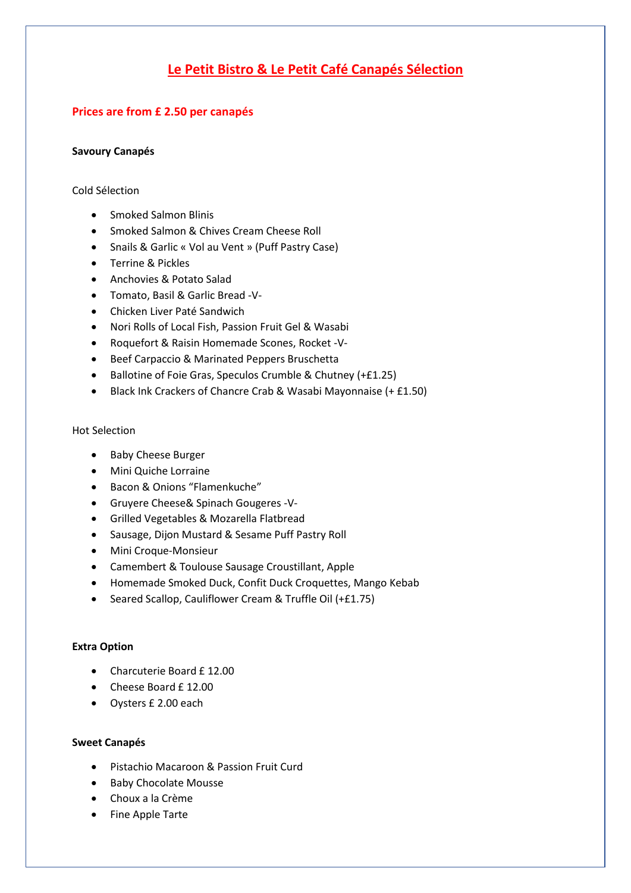# Le Petit Bistro & Le Petit Café Canapés Sélection

**Prices are from £ 2.50 per canapés**

**Savoury Canapés**

Cold Sélection

- Smoked Salmon Blinis
- Smoked Salmon & Chives Cream Cheese Roll
- Snails & Garlic « Vol au Vent » (Puff Pastry Case)
- Terrine & Pickles
- Anchovies & Potato Salad
- Tomato, Basil & Garlic Bread -V-
- Chicken Liver Paté Sandwich
- Nori Rolls of Local Fish, Passion Fruit Gel & Wasabi
- Roquefort & Raisin Homemade Scones, Rocket -V-
- Beef Carpaccio & Marinated Peppers Bruschetta
- Ballotine of Foie Gras, Speculos Crumble & Chutney (+£1.25)
- Black Ink Crackers of Chancre Crab & Wasabi Mayonnaise (+ £1.50)

Hot Selection

- Baby Cheese Burger
- Mini Quiche Lorraine
- Bacon & Onions "Flamenkuche"
- Gruyere Cheese& Spinach Gougeres -V-
- Grilled Vegetables & Mozarella Flatbread
- Sausage, Dijon Mustard & Sesame Puff Pastry Roll
- Mini Croque-Monsieur
- Camembert & Toulouse Sausage Croustillant, Apple
- Homemade Smoked Duck, Confit Duck Croquettes, Mango Kebab
- Seared Scallop, Cauliflower Cream & Truffle Oil (+£1.75)

**Extra Option**

- Charcuterie Board £ 12.00
- Cheese Board £ 12.00
- Oysters £ 2.00 each

**Sweet Canapés**

- Pistachio Macaroon & Passion Fruit Curd
- Baby Chocolate Mousse
- Choux a la Crème
- Fine Apple Tarte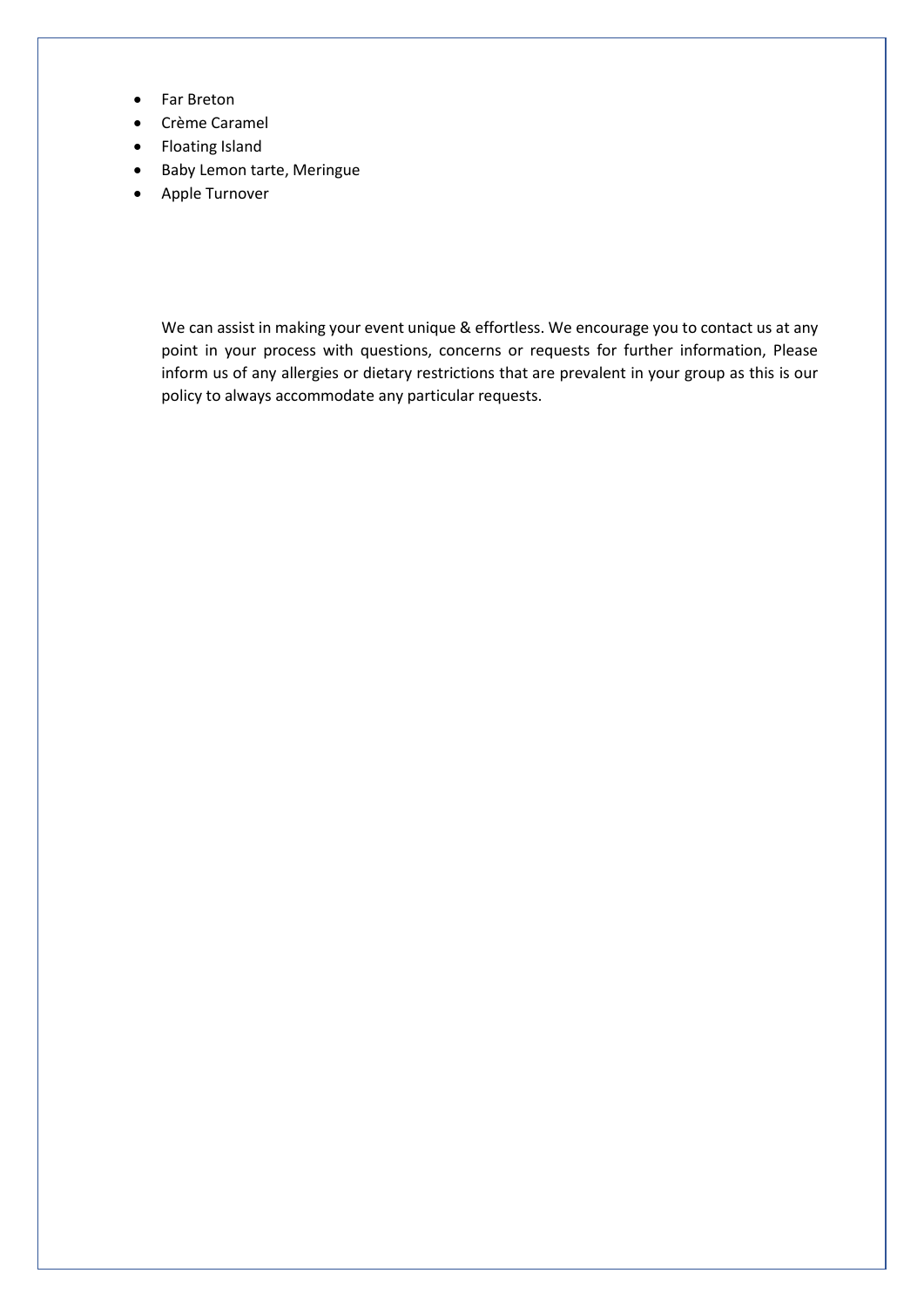- Far Breton
- Crème Caramel
- Floating Island
- Baby Lemon tarte, Meringue
- Apple Turnover

We can assist in making your event unique & effortless. We encourage you to contact us at any point in your process with questions, concerns or requests for further information, Please inform us of any allergies or dietary restrictions that are prevalent in your group as this is our policy to always accommodate any particular requests.